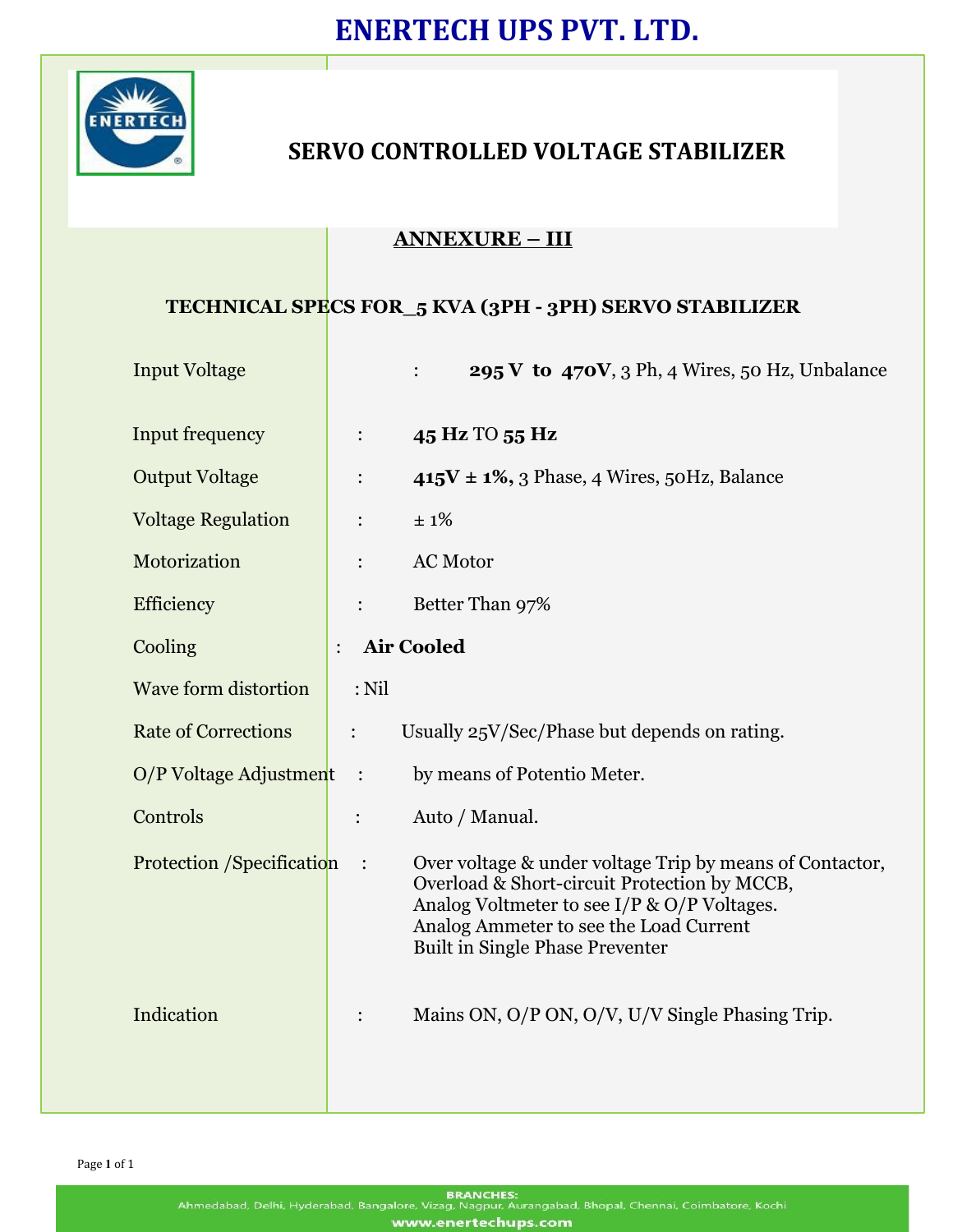# ENERTECH UPS PVT. LTD.

## SERVO CONTROLLED VOLTAGE STABILIZER

### ANNEXURE – III

### TECHNICAL SPECS FOR_5 KVA (3PH - 3PH) SERVO STABILIZER

| | | |
|---|---|---|
| Input Voltage | : | **295 V to 470V**, 3 Ph, 4 Wires, 50 Hz, Unbalance |
| Input frequency | : | **45 Hz** TO **55 Hz** |
| Output Voltage | : | **415V ± 1%,** 3 Phase, 4 Wires, 50Hz, Balance |
| Voltage Regulation | : | ± 1% |
| Motorization | : | AC Motor |
| Efficiency | : | Better Than 97% |
| Cooling | : | **Air Cooled** |
| Wave form distortion | : | Nil |
| Rate of Corrections | : | Usually 25V/Sec/Phase but depends on rating. |
| O/P Voltage Adjustment | : | by means of Potentio Meter. |
| Controls | : | Auto / Manual. |
| Protection /Specification | : | Over voltage & under voltage Trip by means of Contactor, Overload & Short-circuit Protection by MCCB, Analog Voltmeter to see I/P & O/P Voltages. Analog Ammeter to see the Load Current Built in Single Phase Preventer |
| Indication | : | Mains ON, O/P ON, O/V, U/V Single Phasing Trip. |

**BRANCHES:**
Ahmedabad, Delhi, Hyderabad, Bangalore, Vizag, Nagpur, Aurangabad, Bhopal, Chennai, Coimbatore, Kochi

**www.enertechups.com**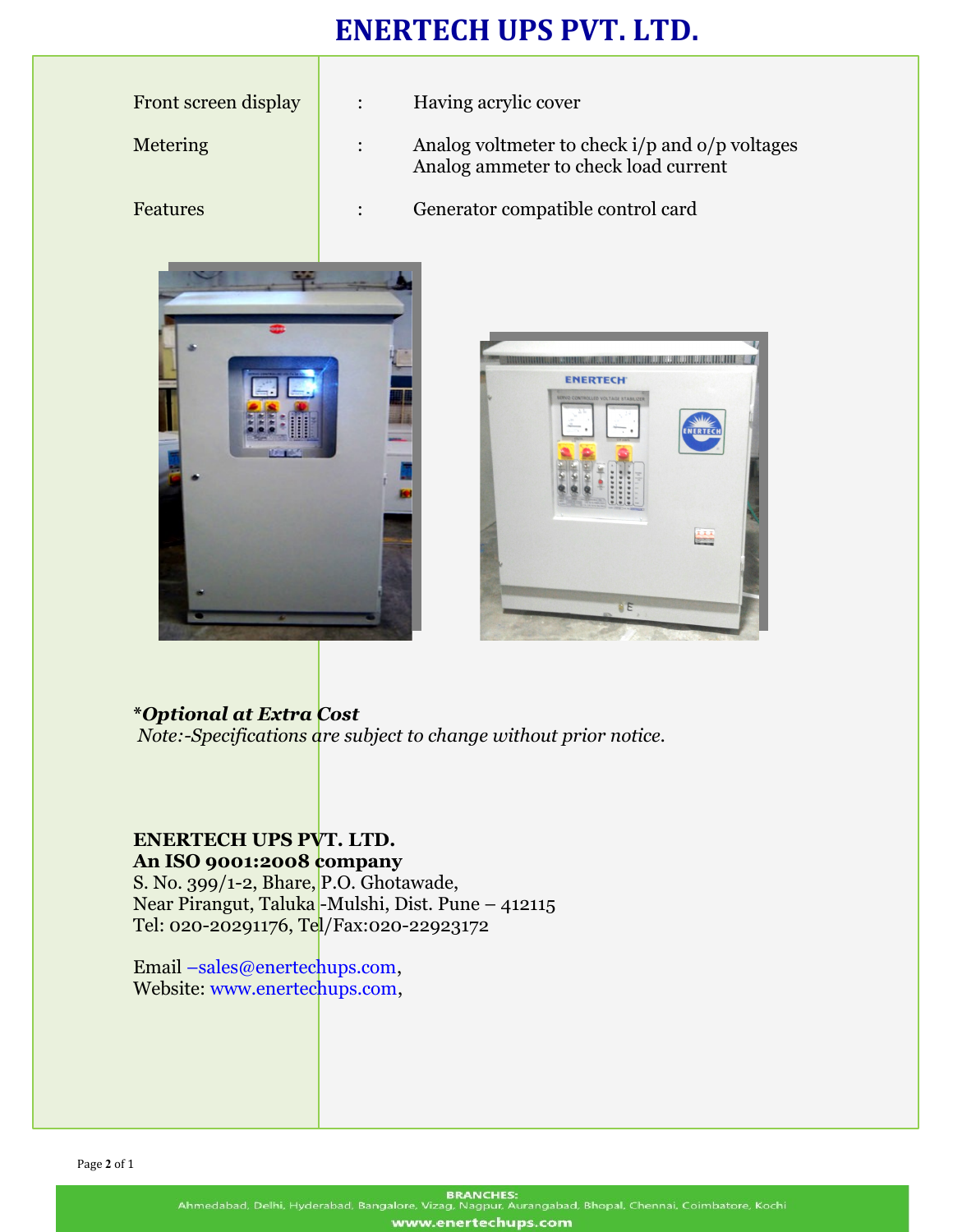| | | |
|---|---|---|
| Front screen display | : | Having acrylic cover |
| Metering | : | Analog voltmeter to check i/p and o/p voltages<br>Analog ammeter to check load current |
| Features | : | Generator compatible control card |

***Optional at Extra Cost***

*Note:-Specifications are subject to change without prior notice.*

**ENERTECH UPS PVT. LTD.**
**An ISO 9001:2008 company**
S. No. 399/1-2, Bhare, P.O. Ghotawade,
Near Pirangut, Taluka -Mulshi, Dist. Pune – 412115
Tel: 020-20291176, Tel/Fax:020-22923172

Email –sales@enertechups.com,
Website: www.enertechups.com,

**BRANCHES:**
Ahmedabad, Delhi, Hyderabad, Bangalore, Vizag, Nagpur, Aurangabad, Bhopal, Chennai, Coimbatore, Kochi
www.enertechups.com